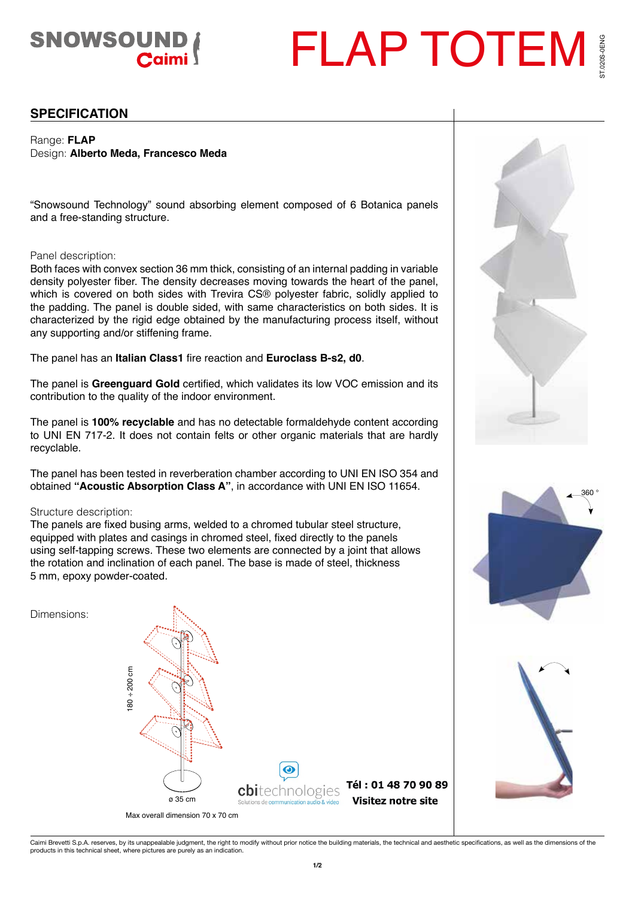# FLAP TOTEM

SNOWSOUND Caimi

## SPECIFICATION

Range: **FLAP**
Design: **Alberto Meda, Francesco Meda**

“Snowsound Technology” sound absorbing element composed of 6 Botanica panels and a free-standing structure.

Panel description:
Both faces with convex section 36 mm thick, consisting of an internal padding in variable density polyester fiber. The density decreases moving towards the heart of the panel, which is covered on both sides with Trevira CS® polyester fabric, solidly applied to the padding. The panel is double sided, with same characteristics on both sides. It is characterized by the rigid edge obtained by the manufacturing process itself, without any supporting and/or stiffening frame.

The panel has an **Italian Class1** fire reaction and **Euroclass B-s2, d0**.

The panel is **Greenguard Gold** certified, which validates its low VOC emission and its contribution to the quality of the indoor environment.

The panel is **100% recyclable** and has no detectable formaldehyde content according to UNI EN 717-2. It does not contain felts or other organic materials that are hardly recyclable.

The panel has been tested in reverberation chamber according to UNI EN ISO 354 and obtained **“Acoustic Absorption Class A”**, in accordance with UNI EN ISO 11654.

Structure description:
The panels are fixed busing arms, welded to a chromed tubular steel structure, equipped with plates and casings in chromed steel, fixed directly to the panels using self-tapping screws. These two elements are connected by a joint that allows the rotation and inclination of each panel. The base is made of steel, thickness 5 mm, epoxy powder-coated.

Dimensions:

180 ÷ 200 cm

ø 35 cm

Max overall dimension 70 x 70 cm

360 °

cbitechnologies – Solutions de communication audio & vidéo

**Tél : 01 48 70 90 89**
**Visitez notre site**

Caimi Brevetti S.p.A. reserves, by its unappealable judgment, the right to modify without prior notice the building materials, the technical and aesthetic specifications, as well as the dimensions of the products in this technical sheet, where pictures are purely as an indication.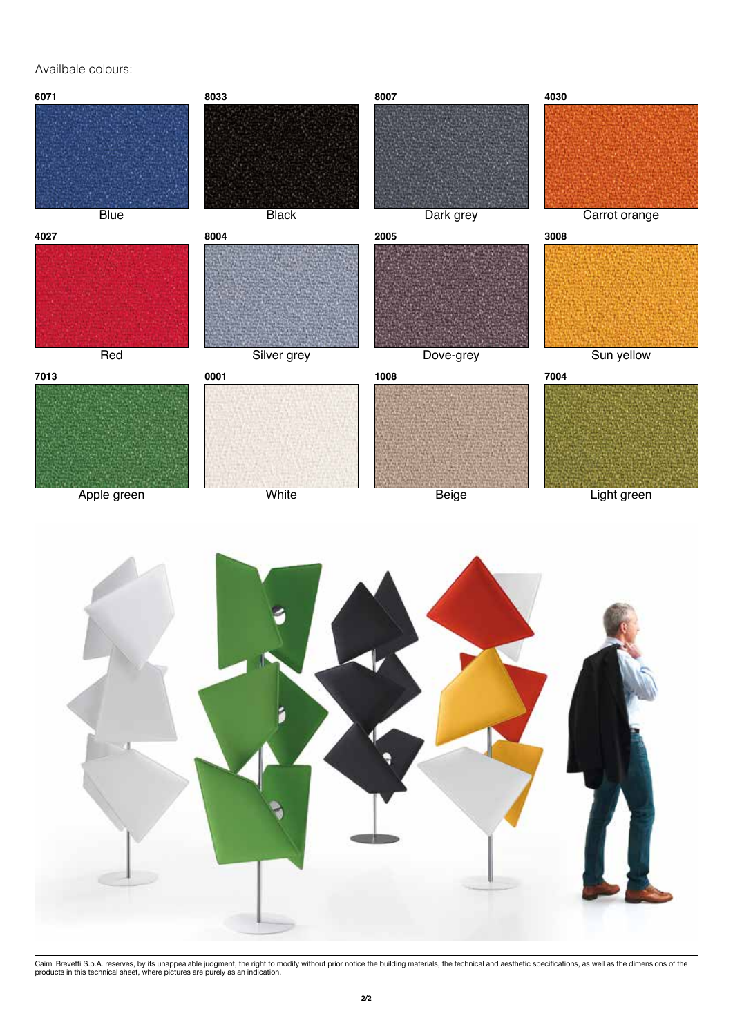Availbale colours:

| | | | |
|---|---|---|---|
| **6071** Blue | **8033** Black | **8007** Dark grey | **4030** Carrot orange |
| **4027** Red | **8004** Silver grey | **2005** Dove-grey | **3008** Sun yellow |
| **7013** Apple green | **0001** White | **1008** Beige | **7004** Light green |

Caimi Brevetti S.p.A. reserves, by its unappealable judgment, the right to modify without prior notice the building materials, the technical and aesthetic specifications, as well as the dimensions of the products in this technical sheet, where pictures are purely as an indication.